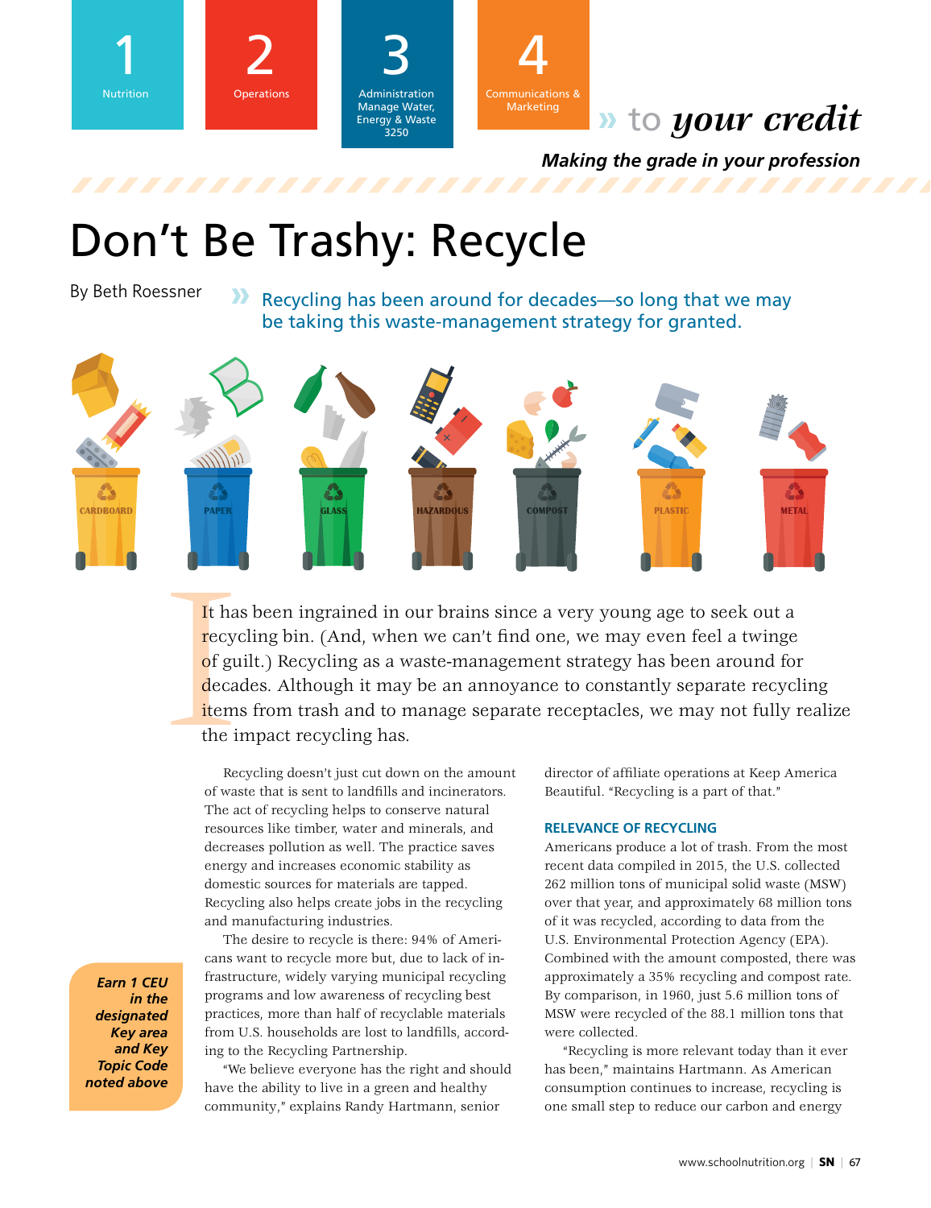1 Nutrition

2 Operations

3 Administration Manage Water, Energy & Waste 3250

4 Communications & Marketing

» to *your credit*

***Making the grade in your profession***

# Don't Be Trashy: Recycle

By Beth Roessner

» Recycling has been around for decades—so long that we may be taking this waste-management strategy for granted.

CARDBOARD PAPER GLASS HAZARDOUS COMPOST PLASTIC METAL

It has been ingrained in our brains since a very young age to seek out a recycling bin. (And, when we can't find one, we may even feel a twinge of guilt.) Recycling as a waste-management strategy has been around for decades. Although it may be an annoyance to constantly separate recycling items from trash and to manage separate receptacles, we may not fully realize the impact recycling has.

Recycling doesn't just cut down on the amount of waste that is sent to landfills and incinerators. The act of recycling helps to conserve natural resources like timber, water and minerals, and decreases pollution as well. The practice saves energy and increases economic stability as domestic sources for materials are tapped. Recycling also helps create jobs in the recycling and manufacturing industries.

The desire to recycle is there: 94% of Americans want to recycle more but, due to lack of infrastructure, widely varying municipal recycling programs and low awareness of recycling best practices, more than half of recyclable materials from U.S. households are lost to landfills, according to the Recycling Partnership.

"We believe everyone has the right and should have the ability to live in a green and healthy community," explains Randy Hartmann, senior director of affiliate operations at Keep America Beautiful. "Recycling is a part of that."

***Earn 1 CEU in the designated Key area and Key Topic Code noted above***

## RELEVANCE OF RECYCLING

Americans produce a lot of trash. From the most recent data compiled in 2015, the U.S. collected 262 million tons of municipal solid waste (MSW) over that year, and approximately 68 million tons of it was recycled, according to data from the U.S. Environmental Protection Agency (EPA). Combined with the amount composted, there was approximately a 35% recycling and compost rate. By comparison, in 1960, just 5.6 million tons of MSW were recycled of the 88.1 million tons that were collected.

"Recycling is more relevant today than it ever has been," maintains Hartmann. As American consumption continues to increase, recycling is one small step to reduce our carbon and energy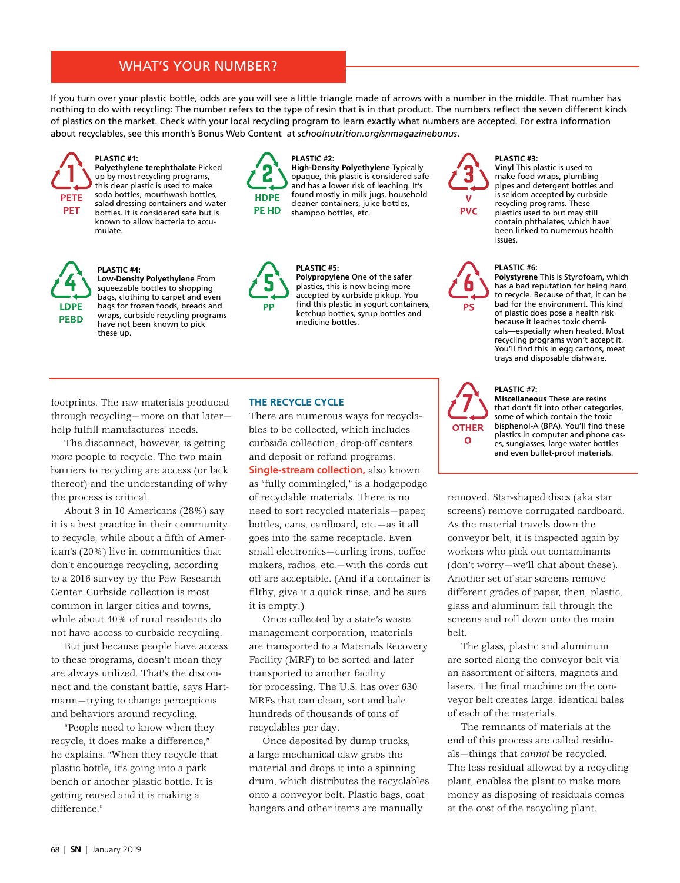## WHAT'S YOUR NUMBER?

If you turn over your plastic bottle, odds are you will see a little triangle made of arrows with a number in the middle. That number has nothing to do with recycling: The number refers to the type of resin that is in that product. The numbers reflect the seven different kinds of plastics on the market. Check with your local recycling program to learn exactly what numbers are accepted. For extra information about recyclables, see this month's Bonus Web Content at *schoolnutrition.org/snmagazinebonus.*

1 — PETE / PET

**PLASTIC #1:**
**Polyethylene terephthalate** Picked up by most recycling programs, this clear plastic is used to make soda bottles, mouthwash bottles, salad dressing containers and water bottles. It is considered safe but is known to allow bacteria to accumulate.

2 — HDPE / PE HD

**PLASTIC #2:**
**High-Density Polyethylene** Typically opaque, this plastic is considered safe and has a lower risk of leaching. It's found mostly in milk jugs, household cleaner containers, juice bottles, shampoo bottles, etc.

3 — V / PVC

**PLASTIC #3:**
**Vinyl** This plastic is used to make food wraps, plumbing pipes and detergent bottles and is seldom accepted by curbside recycling programs. These plastics used to but may still contain phthalates, which have been linked to numerous health issues.

4 — LDPE / PEBD

**PLASTIC #4:**
**Low-Density Polyethylene** From squeezable bottles to shopping bags, clothing to carpet and even bags for frozen foods, breads and wraps, curbside recycling programs have not been known to pick these up.

5 — PP

**PLASTIC #5:**
**Polypropylene** One of the safer plastics, this is now being more accepted by curbside pickup. You find this plastic in yogurt containers, ketchup bottles, syrup bottles and medicine bottles.

6 — PS

**PLASTIC #6:**
**Polystyrene** This is Styrofoam, which has a bad reputation for being hard to recycle. Because of that, it can be bad for the environment. This kind of plastic does pose a health risk because it leaches toxic chemicals—especially when heated. Most recycling programs won't accept it. You'll find this in egg cartons, meat trays and disposable dishware.

7 — OTHER / O

**PLASTIC #7:**
**Miscellaneous** These are resins that don't fit into other categories, some of which contain the toxic bisphenol-A (BPA). You'll find these plastics in computer and phone cases, sunglasses, large water bottles and even bullet-proof materials.

footprints. The raw materials produced through recycling—more on that later—help fulfill manufacturers' needs.

The disconnect, however, is getting *more* people to recycle. The two main barriers to recycling are access (or lack thereof) and the understanding of why the process is critical.

About 3 in 10 Americans (28%) say it is a best practice in their community to recycle, while about a fifth of American's (20%) live in communities that don't encourage recycling, according to a 2016 survey by the Pew Research Center. Curbside collection is most common in larger cities and towns, while about 40% of rural residents do not have access to curbside recycling.

But just because people have access to these programs, doesn't mean they are always utilized. That's the disconnect and the constant battle, says Hartmann—trying to change perceptions and behaviors around recycling.

"People need to know when they recycle, it does make a difference," he explains. "When they recycle that plastic bottle, it's going into a park bench or another plastic bottle. It is getting reused and it is making a difference."

### THE RECYCLE CYCLE

There are numerous ways for recyclables to be collected, which includes curbside collection, drop-off centers and deposit or refund programs. **Single-stream collection,** also known as "fully commingled," is a hodgepodge of recyclable materials. There is no need to sort recycled materials—paper, bottles, cans, cardboard, etc.—as it all goes into the same receptacle. Even small electronics—curling irons, coffee makers, radios, etc.—with the cords cut off are acceptable. (And if a container is filthy, give it a quick rinse, and be sure it is empty.)

Once collected by a state's waste management corporation, materials are transported to a Materials Recovery Facility (MRF) to be sorted and later transported to another facility for processing. The U.S. has over 630 MRFs that can clean, sort and bale hundreds of thousands of tons of recyclables per day.

Once deposited by dump trucks, a large mechanical claw grabs the material and drops it into a spinning drum, which distributes the recyclables onto a conveyor belt. Plastic bags, coat hangers and other items are manually removed. Star-shaped discs (aka star screens) remove corrugated cardboard. As the material travels down the conveyor belt, it is inspected again by workers who pick out contaminants (don't worry—we'll chat about these). Another set of star screens remove different grades of paper, then, plastic, glass and aluminum fall through the screens and roll down onto the main belt.

The glass, plastic and aluminum are sorted along the conveyor belt via an assortment of sifters, magnets and lasers. The final machine on the conveyor belt creates large, identical bales of each of the materials.

The remnants of materials at the end of this process are called residuals—things that *cannot* be recycled. The less residual allowed by a recycling plant, enables the plant to make more money as disposing of residuals comes at the cost of the recycling plant.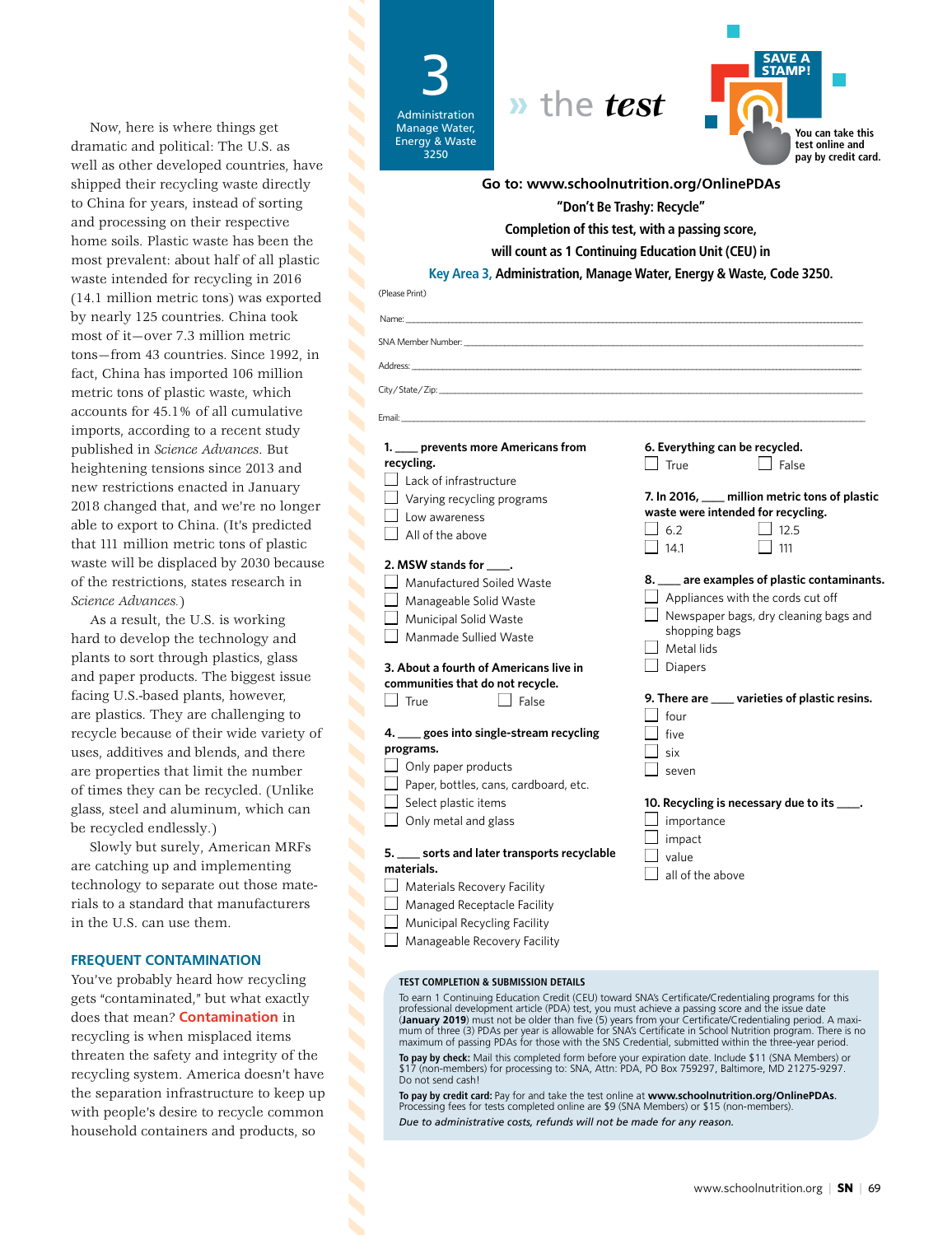Now, here is where things get dramatic and political: The U.S. as well as other developed countries, have shipped their recycling waste directly to China for years, instead of sorting and processing on their respective home soils. Plastic waste has been the most prevalent: about half of all plastic waste intended for recycling in 2016 (14.1 million metric tons) was exported by nearly 125 countries. China took most of it—over 7.3 million metric tons—from 43 countries. Since 1992, in fact, China has imported 106 million metric tons of plastic waste, which accounts for 45.1% of all cumulative imports, according to a recent study published in *Science Advances*. But heightening tensions since 2013 and new restrictions enacted in January 2018 changed that, and we're no longer able to export to China. (It's predicted that 111 million metric tons of plastic waste will be displaced by 2030 because of the restrictions, states research in *Science Advances*.)

As a result, the U.S. is working hard to develop the technology and plants to sort through plastics, glass and paper products. The biggest issue facing U.S.-based plants, however, are plastics. They are challenging to recycle because of their wide variety of uses, additives and blends, and there are properties that limit the number of times they can be recycled. (Unlike glass, steel and aluminum, which can be recycled endlessly.)

Slowly but surely, American MRFs are catching up and implementing technology to separate out those materials to a standard that manufacturers in the U.S. can use them.

### FREQUENT CONTAMINATION

You've probably heard how recycling gets "contaminated," but what exactly does that mean? **Contamination** in recycling is when misplaced items threaten the safety and integrity of the recycling system. America doesn't have the separation infrastructure to keep up with people's desire to recycle common household containers and products, so

---

**3**
Administration
Manage Water, Energy & Waste
3250

# » the *test*

**SAVE A STAMP!** You can take this test online and pay by credit card.

**Go to: www.schoolnutrition.org/OnlinePDAs**

**"Don't Be Trashy: Recycle"**

**Completion of this test, with a passing score, will count as 1 Continuing Education Unit (CEU) in Key Area 3, Administration, Manage Water, Energy & Waste, Code 3250.**

(Please Print)

Name: ______________________________

SNA Member Number: ______________________________

Address: ______________________________

City/State/Zip: ______________________________

Email: ______________________________

**1. ____ prevents more Americans from recycling.**
- ☐ Lack of infrastructure
- ☐ Varying recycling programs
- ☐ Low awareness
- ☐ All of the above

**2. MSW stands for ____.**
- ☐ Manufactured Soiled Waste
- ☐ Manageable Solid Waste
- ☐ Municipal Solid Waste
- ☐ Manmade Sullied Waste

**3. About a fourth of Americans live in communities that do not recycle.**
- ☐ True ☐ False

**4. ____ goes into single-stream recycling programs.**
- ☐ Only paper products
- ☐ Paper, bottles, cans, cardboard, etc.
- ☐ Select plastic items
- ☐ Only metal and glass

**5. ____ sorts and later transports recyclable materials.**
- ☐ Materials Recovery Facility
- ☐ Managed Receptacle Facility
- ☐ Municipal Recycling Facility
- ☐ Manageable Recovery Facility

**6. Everything can be recycled.**
- ☐ True ☐ False

**7. In 2016, ____ million metric tons of plastic waste were intended for recycling.**
- ☐ 6.2 ☐ 12.5
- ☐ 14.1 ☐ 111

**8. ____ are examples of plastic contaminants.**
- ☐ Appliances with the cords cut off
- ☐ Newspaper bags, dry cleaning bags and shopping bags
- ☐ Metal lids
- ☐ Diapers

**9. There are ____ varieties of plastic resins.**
- ☐ four
- ☐ five
- ☐ six
- ☐ seven

**10. Recycling is necessary due to its ____.**
- ☐ importance
- ☐ impact
- ☐ value
- ☐ all of the above

**TEST COMPLETION & SUBMISSION DETAILS**

To earn 1 Continuing Education Credit (CEU) toward SNA's Certificate/Credentialing programs for this professional development article (PDA) test, you must achieve a passing score and the issue date (**January 2019**) must not be older than five (5) years from your Certificate/Credentialing period. A maximum of three (3) PDAs per year is allowable for SNA's Certificate in School Nutrition program. There is no maximum of passing PDAs for those with the SNS Credential, submitted within the three-year period.

**To pay by check:** Mail this completed form before your expiration date. Include $11 (SNA Members) or $17 (non-members) for processing to: SNA, Attn: PDA, PO Box 759297, Baltimore, MD 21275-9297. Do not send cash!

**To pay by credit card:** Pay for and take the test online at **www.schoolnutrition.org/OnlinePDAs**. Processing fees for tests completed online are $9 (SNA Members) or $15 (non-members).

*Due to administrative costs, refunds will not be made for any reason.*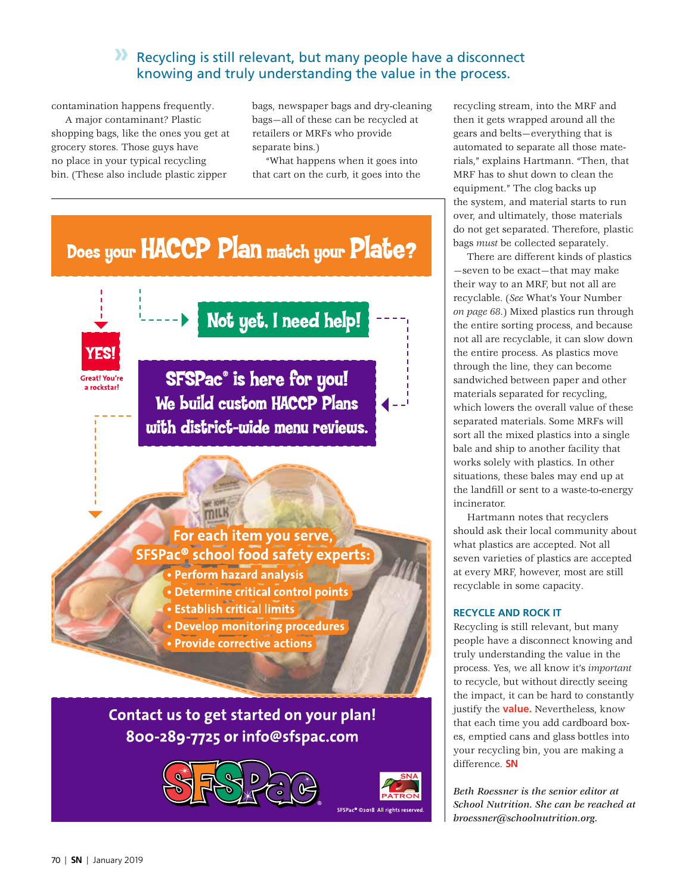> Recycling is still relevant, but many people have a disconnect knowing and truly understanding the value in the process.

contamination happens frequently.

A major contaminant? Plastic shopping bags, like the ones you get at grocery stores. Those guys have no place in your typical recycling bin. (These also include plastic zipper bags, newspaper bags and dry-cleaning bags—all of these can be recycled at retailers or MRFs who provide separate bins.)

"What happens when it goes into that cart on the curb, it goes into the recycling stream, into the MRF and then it gets wrapped around all the gears and belts—everything that is automated to separate all those materials," explains Hartmann. "Then, that MRF has to shut down to clean the equipment." The clog backs up the system, and material starts to run over, and ultimately, those materials do not get separated. Therefore, plastic bags *must* be collected separately.

There are different kinds of plastics—seven to be exact—that may make their way to an MRF, but not all are recyclable. (*See* What's Your Number *on page 68.*) Mixed plastics run through the entire sorting process, and because not all are recyclable, it can slow down the entire process. As plastics move through the line, they can become sandwiched between paper and other materials separated for recycling, which lowers the overall value of these separated materials. Some MRFs will sort all the mixed plastics into a single bale and ship to another facility that works solely with plastics. In other situations, these bales may end up at the landfill or sent to a waste-to-energy incinerator.

Hartmann notes that recyclers should ask their local community about what plastics are accepted. Not all seven varieties of plastics are accepted at every MRF, however, most are still recyclable in some capacity.

### RECYCLE AND ROCK IT

Recycling is still relevant, but many people have a disconnect knowing and truly understanding the value in the process. Yes, we all know it's *important* to recycle, but without directly seeing the impact, it can be hard to constantly justify the **value.** Nevertheless, know that each time you add cardboard boxes, emptied cans and glass bottles into your recycling bin, you are making a difference. **SN**

*Beth Roessner is the senior editor at School Nutrition. She can be reached at broessner@schoolnutrition.org.*

---

## Does your HACCP Plan match your Plate?

**YES!** Great! You're a rockstar!

**Not yet, I need help!**

**SFSPac® is here for you! We build custom HACCP Plans with district-wide menu reviews.**

**For each item you serve, SFSPac® school food safety experts:**

- Perform hazard analysis
- Determine critical control points
- Establish critical limits
- Develop monitoring procedures
- Provide corrective actions

**Contact us to get started on your plan!**
**800-289-7725 or info@sfspac.com**

SFSPac

SNA PATRON

SFSPac® ©2018 All rights reserved.